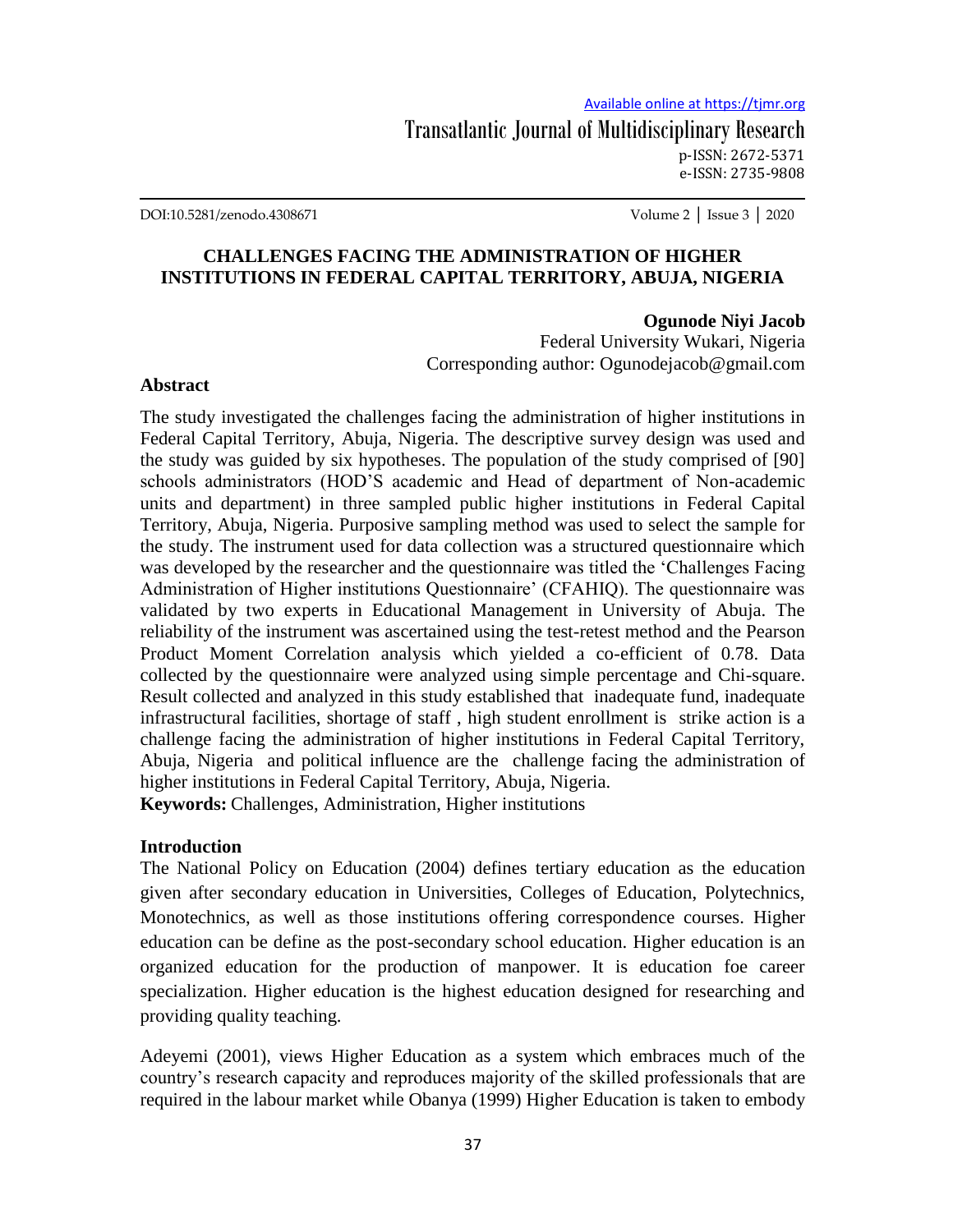# CHALLENGES FACING THE ADMINISTRATION OF HIGHER INSTITUTIONS IN FEDERAL CAPITAL TERRITORY, ABUJA, NIGERIA

**Ogunode Niyi Jacob**
Federal University Wukari, Nigeria
Corresponding author: Ogunodejacob@gmail.com

## Abstract

The study investigated the challenges facing the administration of higher institutions in Federal Capital Territory, Abuja, Nigeria. The descriptive survey design was used and the study was guided by six hypotheses. The population of the study comprised of [90] schools administrators (HOD'S academic and Head of department of Non-academic units and department) in three sampled public higher institutions in Federal Capital Territory, Abuja, Nigeria. Purposive sampling method was used to select the sample for the study. The instrument used for data collection was a structured questionnaire which was developed by the researcher and the questionnaire was titled the 'Challenges Facing Administration of Higher institutions Questionnaire' (CFAHIQ). The questionnaire was validated by two experts in Educational Management in University of Abuja. The reliability of the instrument was ascertained using the test-retest method and the Pearson Product Moment Correlation analysis which yielded a co-efficient of 0.78. Data collected by the questionnaire were analyzed using simple percentage and Chi-square. Result collected and analyzed in this study established that inadequate fund, inadequate infrastructural facilities, shortage of staff , high student enrollment is strike action is a challenge facing the administration of higher institutions in Federal Capital Territory, Abuja, Nigeria and political influence are the challenge facing the administration of higher institutions in Federal Capital Territory, Abuja, Nigeria.

**Keywords:** Challenges, Administration, Higher institutions

## Introduction

The National Policy on Education (2004) defines tertiary education as the education given after secondary education in Universities, Colleges of Education, Polytechnics, Monotechnics, as well as those institutions offering correspondence courses. Higher education can be define as the post-secondary school education. Higher education is an organized education for the production of manpower. It is education foe career specialization. Higher education is the highest education designed for researching and providing quality teaching.

Adeyemi (2001), views Higher Education as a system which embraces much of the country's research capacity and reproduces majority of the skilled professionals that are required in the labour market while Obanya (1999) Higher Education is taken to embody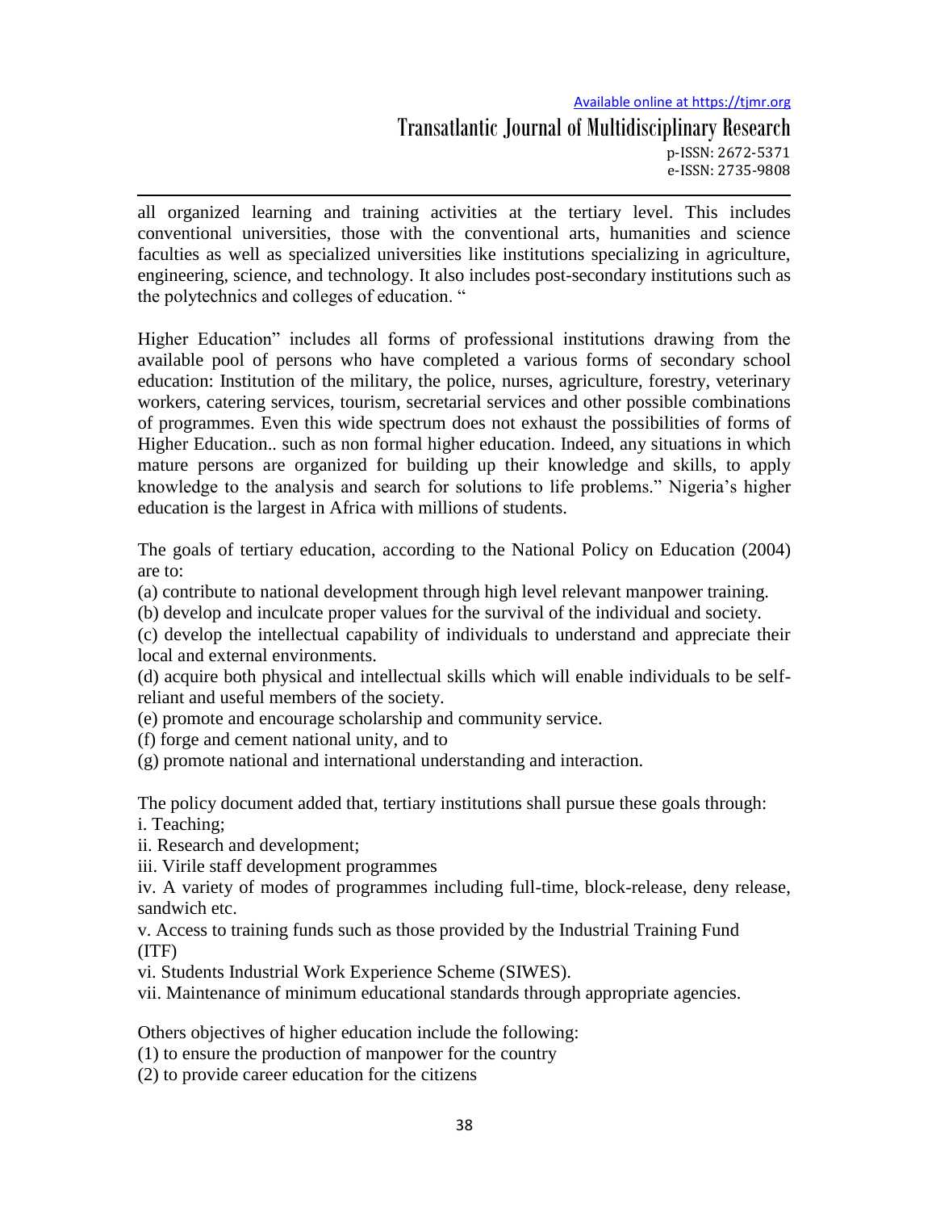all organized learning and training activities at the tertiary level. This includes conventional universities, those with the conventional arts, humanities and science faculties as well as specialized universities like institutions specializing in agriculture, engineering, science, and technology. It also includes post-secondary institutions such as the polytechnics and colleges of education. "

Higher Education" includes all forms of professional institutions drawing from the available pool of persons who have completed a various forms of secondary school education: Institution of the military, the police, nurses, agriculture, forestry, veterinary workers, catering services, tourism, secretarial services and other possible combinations of programmes. Even this wide spectrum does not exhaust the possibilities of forms of Higher Education.. such as non formal higher education. Indeed, any situations in which mature persons are organized for building up their knowledge and skills, to apply knowledge to the analysis and search for solutions to life problems." Nigeria's higher education is the largest in Africa with millions of students.

The goals of tertiary education, according to the National Policy on Education (2004) are to:

(a) contribute to national development through high level relevant manpower training.
(b) develop and inculcate proper values for the survival of the individual and society.
(c) develop the intellectual capability of individuals to understand and appreciate their local and external environments.
(d) acquire both physical and intellectual skills which will enable individuals to be self-reliant and useful members of the society.
(e) promote and encourage scholarship and community service.
(f) forge and cement national unity, and to
(g) promote national and international understanding and interaction.

The policy document added that, tertiary institutions shall pursue these goals through:

i. Teaching;
ii. Research and development;
iii. Virile staff development programmes
iv. A variety of modes of programmes including full-time, block-release, deny release, sandwich etc.
v. Access to training funds such as those provided by the Industrial Training Fund (ITF)
vi. Students Industrial Work Experience Scheme (SIWES).
vii. Maintenance of minimum educational standards through appropriate agencies.

Others objectives of higher education include the following:

(1) to ensure the production of manpower for the country
(2) to provide career education for the citizens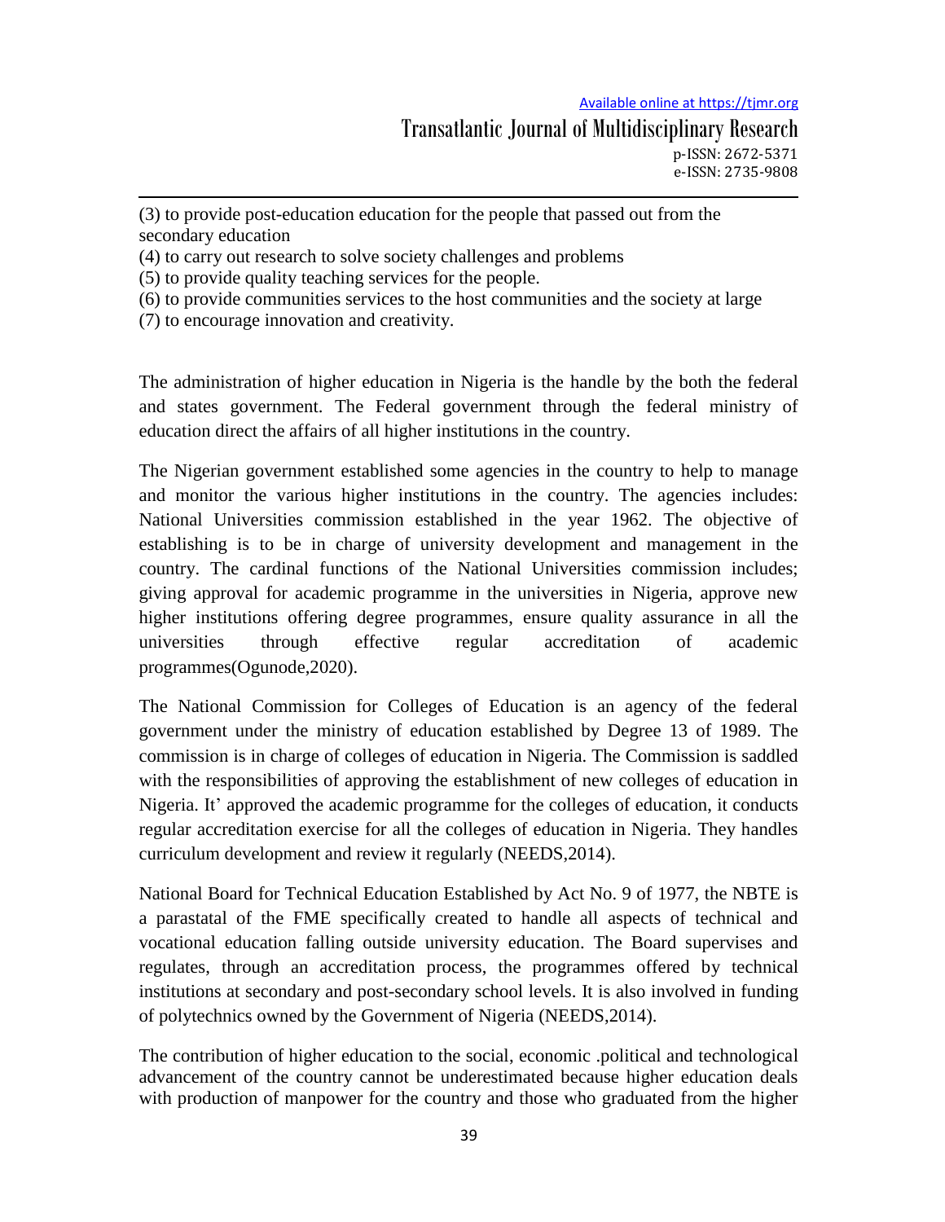(3) to provide post-education education for the people that passed out from the secondary education

(4) to carry out research to solve society challenges and problems

(5) to provide quality teaching services for the people.

(6) to provide communities services to the host communities and the society at large

(7) to encourage innovation and creativity.

The administration of higher education in Nigeria is the handle by the both the federal and states government. The Federal government through the federal ministry of education direct the affairs of all higher institutions in the country.

The Nigerian government established some agencies in the country to help to manage and monitor the various higher institutions in the country. The agencies includes: National Universities commission established in the year 1962. The objective of establishing is to be in charge of university development and management in the country. The cardinal functions of the National Universities commission includes; giving approval for academic programme in the universities in Nigeria, approve new higher institutions offering degree programmes, ensure quality assurance in all the universities through effective regular accreditation of academic programmes(Ogunode,2020).

The National Commission for Colleges of Education is an agency of the federal government under the ministry of education established by Degree 13 of 1989. The commission is in charge of colleges of education in Nigeria. The Commission is saddled with the responsibilities of approving the establishment of new colleges of education in Nigeria. It' approved the academic programme for the colleges of education, it conducts regular accreditation exercise for all the colleges of education in Nigeria. They handles curriculum development and review it regularly (NEEDS,2014).

National Board for Technical Education Established by Act No. 9 of 1977, the NBTE is a parastatal of the FME specifically created to handle all aspects of technical and vocational education falling outside university education. The Board supervises and regulates, through an accreditation process, the programmes offered by technical institutions at secondary and post-secondary school levels. It is also involved in funding of polytechnics owned by the Government of Nigeria (NEEDS,2014).

The contribution of higher education to the social, economic .political and technological advancement of the country cannot be underestimated because higher education deals with production of manpower for the country and those who graduated from the higher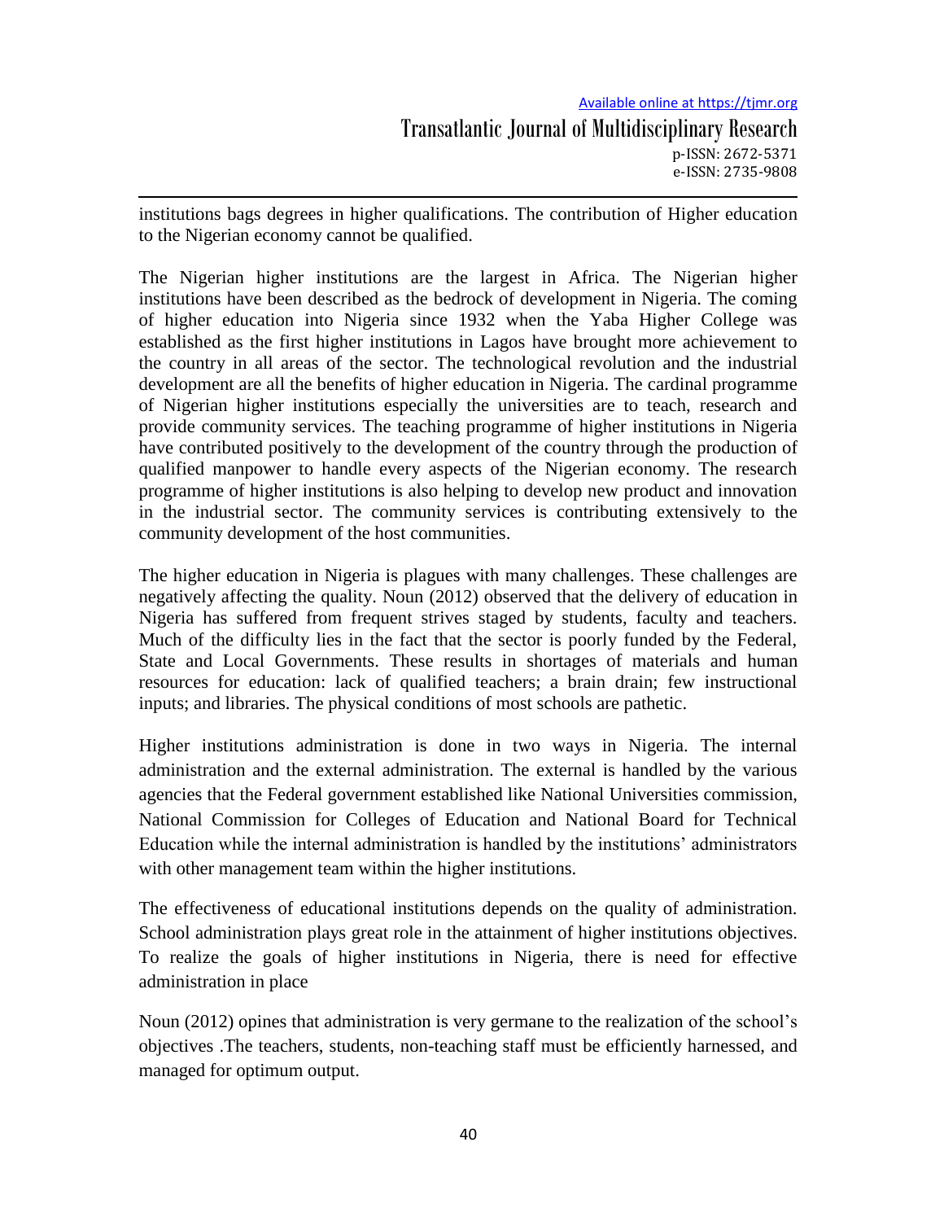institutions bags degrees in higher qualifications. The contribution of Higher education to the Nigerian economy cannot be qualified.

The Nigerian higher institutions are the largest in Africa. The Nigerian higher institutions have been described as the bedrock of development in Nigeria. The coming of higher education into Nigeria since 1932 when the Yaba Higher College was established as the first higher institutions in Lagos have brought more achievement to the country in all areas of the sector. The technological revolution and the industrial development are all the benefits of higher education in Nigeria. The cardinal programme of Nigerian higher institutions especially the universities are to teach, research and provide community services. The teaching programme of higher institutions in Nigeria have contributed positively to the development of the country through the production of qualified manpower to handle every aspects of the Nigerian economy. The research programme of higher institutions is also helping to develop new product and innovation in the industrial sector. The community services is contributing extensively to the community development of the host communities.

The higher education in Nigeria is plagues with many challenges. These challenges are negatively affecting the quality. Noun (2012) observed that the delivery of education in Nigeria has suffered from frequent strives staged by students, faculty and teachers. Much of the difficulty lies in the fact that the sector is poorly funded by the Federal, State and Local Governments. These results in shortages of materials and human resources for education: lack of qualified teachers; a brain drain; few instructional inputs; and libraries. The physical conditions of most schools are pathetic.

Higher institutions administration is done in two ways in Nigeria. The internal administration and the external administration. The external is handled by the various agencies that the Federal government established like National Universities commission, National Commission for Colleges of Education and National Board for Technical Education while the internal administration is handled by the institutions' administrators with other management team within the higher institutions.

The effectiveness of educational institutions depends on the quality of administration. School administration plays great role in the attainment of higher institutions objectives. To realize the goals of higher institutions in Nigeria, there is need for effective administration in place

Noun (2012) opines that administration is very germane to the realization of the school's objectives .The teachers, students, non-teaching staff must be efficiently harnessed, and managed for optimum output.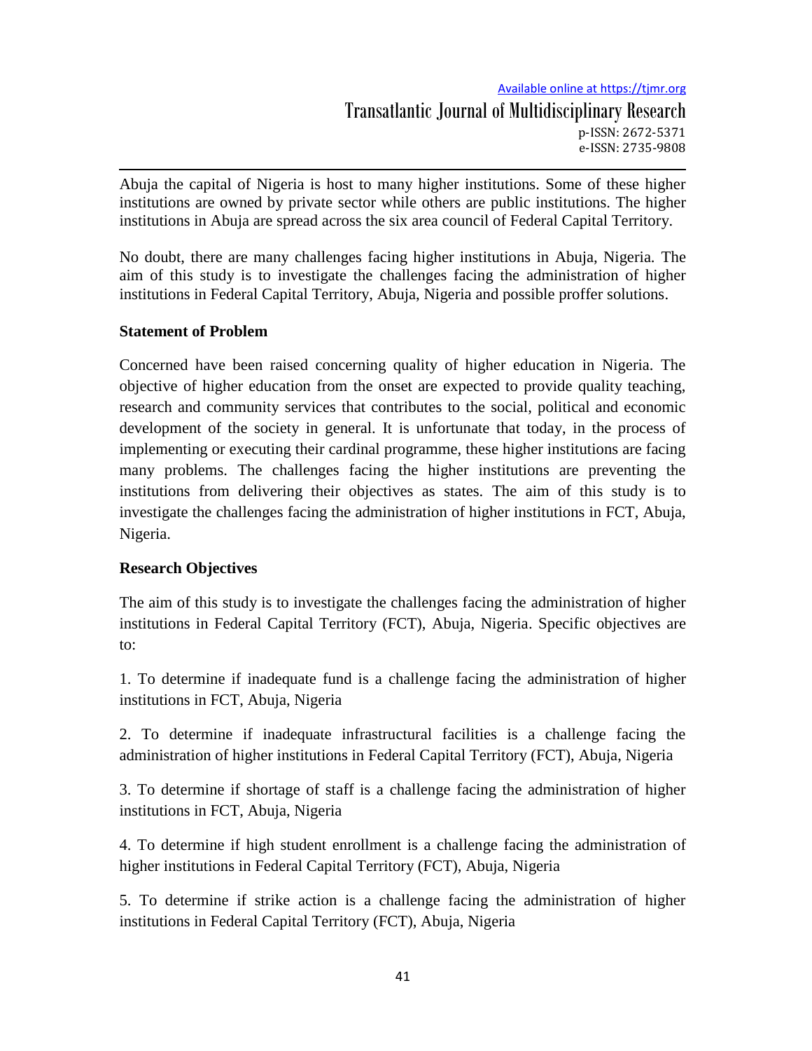Abuja the capital of Nigeria is host to many higher institutions. Some of these higher institutions are owned by private sector while others are public institutions. The higher institutions in Abuja are spread across the six area council of Federal Capital Territory.

No doubt, there are many challenges facing higher institutions in Abuja, Nigeria. The aim of this study is to investigate the challenges facing the administration of higher institutions in Federal Capital Territory, Abuja, Nigeria and possible proffer solutions.

### Statement of Problem

Concerned have been raised concerning quality of higher education in Nigeria. The objective of higher education from the onset are expected to provide quality teaching, research and community services that contributes to the social, political and economic development of the society in general. It is unfortunate that today, in the process of implementing or executing their cardinal programme, these higher institutions are facing many problems. The challenges facing the higher institutions are preventing the institutions from delivering their objectives as states. The aim of this study is to investigate the challenges facing the administration of higher institutions in FCT, Abuja, Nigeria.

### Research Objectives

The aim of this study is to investigate the challenges facing the administration of higher institutions in Federal Capital Territory (FCT), Abuja, Nigeria. Specific objectives are to:

1. To determine if inadequate fund is a challenge facing the administration of higher institutions in FCT, Abuja, Nigeria

2. To determine if inadequate infrastructural facilities is a challenge facing the administration of higher institutions in Federal Capital Territory (FCT), Abuja, Nigeria

3. To determine if shortage of staff is a challenge facing the administration of higher institutions in FCT, Abuja, Nigeria

4. To determine if high student enrollment is a challenge facing the administration of higher institutions in Federal Capital Territory (FCT), Abuja, Nigeria

5. To determine if strike action is a challenge facing the administration of higher institutions in Federal Capital Territory (FCT), Abuja, Nigeria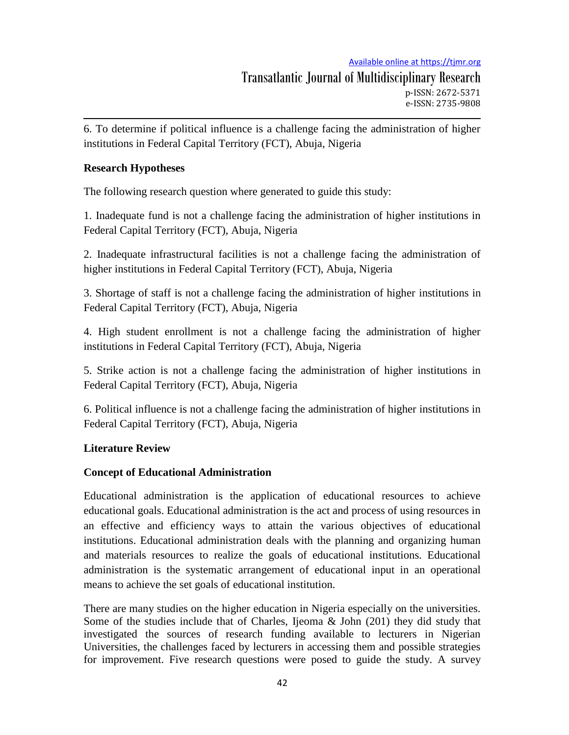6. To determine if political influence is a challenge facing the administration of higher institutions in Federal Capital Territory (FCT), Abuja, Nigeria

**Research Hypotheses**

The following research question where generated to guide this study:

1. Inadequate fund is not a challenge facing the administration of higher institutions in Federal Capital Territory (FCT), Abuja, Nigeria

2. Inadequate infrastructural facilities is not a challenge facing the administration of higher institutions in Federal Capital Territory (FCT), Abuja, Nigeria

3. Shortage of staff is not a challenge facing the administration of higher institutions in Federal Capital Territory (FCT), Abuja, Nigeria

4. High student enrollment is not a challenge facing the administration of higher institutions in Federal Capital Territory (FCT), Abuja, Nigeria

5. Strike action is not a challenge facing the administration of higher institutions in Federal Capital Territory (FCT), Abuja, Nigeria

6. Political influence is not a challenge facing the administration of higher institutions in Federal Capital Territory (FCT), Abuja, Nigeria

**Literature Review**

**Concept of Educational Administration**

Educational administration is the application of educational resources to achieve educational goals. Educational administration is the act and process of using resources in an effective and efficiency ways to attain the various objectives of educational institutions. Educational administration deals with the planning and organizing human and materials resources to realize the goals of educational institutions. Educational administration is the systematic arrangement of educational input in an operational means to achieve the set goals of educational institution.

There are many studies on the higher education in Nigeria especially on the universities. Some of the studies include that of Charles, Ijeoma & John (201) they did study that investigated the sources of research funding available to lecturers in Nigerian Universities, the challenges faced by lecturers in accessing them and possible strategies for improvement. Five research questions were posed to guide the study. A survey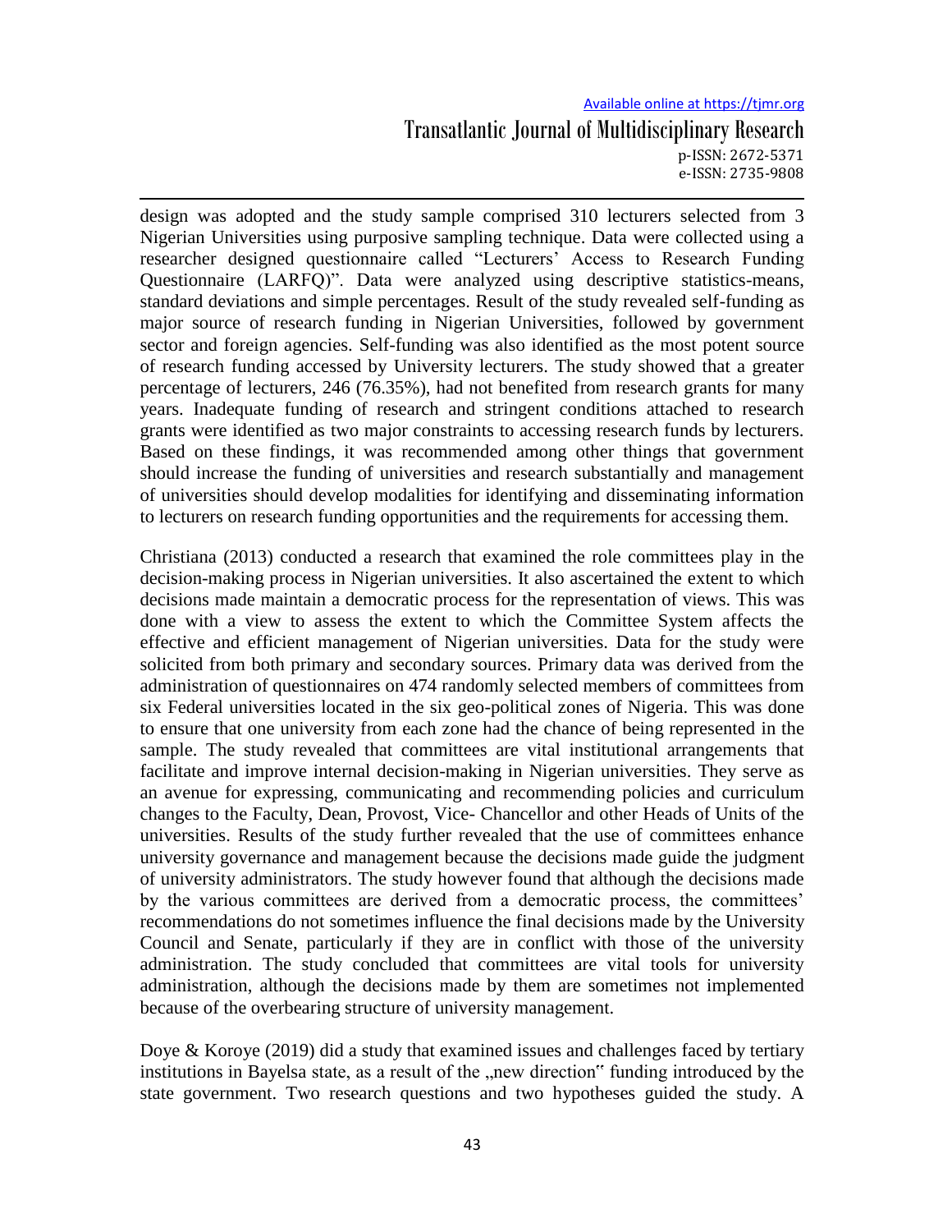design was adopted and the study sample comprised 310 lecturers selected from 3 Nigerian Universities using purposive sampling technique. Data were collected using a researcher designed questionnaire called "Lecturers' Access to Research Funding Questionnaire (LARFQ)". Data were analyzed using descriptive statistics-means, standard deviations and simple percentages. Result of the study revealed self-funding as major source of research funding in Nigerian Universities, followed by government sector and foreign agencies. Self-funding was also identified as the most potent source of research funding accessed by University lecturers. The study showed that a greater percentage of lecturers, 246 (76.35%), had not benefited from research grants for many years. Inadequate funding of research and stringent conditions attached to research grants were identified as two major constraints to accessing research funds by lecturers. Based on these findings, it was recommended among other things that government should increase the funding of universities and research substantially and management of universities should develop modalities for identifying and disseminating information to lecturers on research funding opportunities and the requirements for accessing them.

Christiana (2013) conducted a research that examined the role committees play in the decision-making process in Nigerian universities. It also ascertained the extent to which decisions made maintain a democratic process for the representation of views. This was done with a view to assess the extent to which the Committee System affects the effective and efficient management of Nigerian universities. Data for the study were solicited from both primary and secondary sources. Primary data was derived from the administration of questionnaires on 474 randomly selected members of committees from six Federal universities located in the six geo-political zones of Nigeria. This was done to ensure that one university from each zone had the chance of being represented in the sample. The study revealed that committees are vital institutional arrangements that facilitate and improve internal decision-making in Nigerian universities. They serve as an avenue for expressing, communicating and recommending policies and curriculum changes to the Faculty, Dean, Provost, Vice- Chancellor and other Heads of Units of the universities. Results of the study further revealed that the use of committees enhance university governance and management because the decisions made guide the judgment of university administrators. The study however found that although the decisions made by the various committees are derived from a democratic process, the committees' recommendations do not sometimes influence the final decisions made by the University Council and Senate, particularly if they are in conflict with those of the university administration. The study concluded that committees are vital tools for university administration, although the decisions made by them are sometimes not implemented because of the overbearing structure of university management.

Doye & Koroye (2019) did a study that examined issues and challenges faced by tertiary institutions in Bayelsa state, as a result of the „new direction" funding introduced by the state government. Two research questions and two hypotheses guided the study. A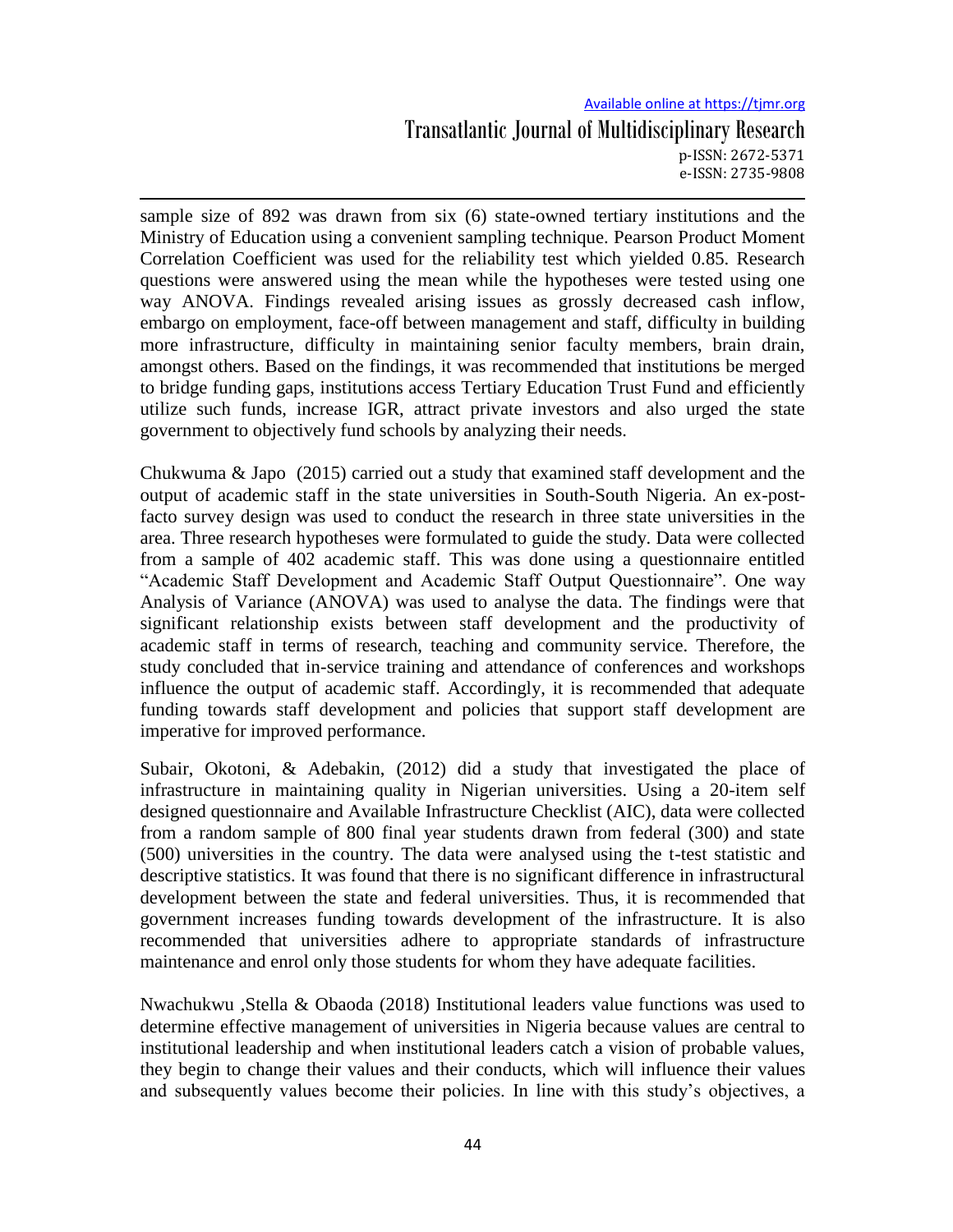sample size of 892 was drawn from six (6) state-owned tertiary institutions and the Ministry of Education using a convenient sampling technique. Pearson Product Moment Correlation Coefficient was used for the reliability test which yielded 0.85. Research questions were answered using the mean while the hypotheses were tested using one way ANOVA. Findings revealed arising issues as grossly decreased cash inflow, embargo on employment, face-off between management and staff, difficulty in building more infrastructure, difficulty in maintaining senior faculty members, brain drain, amongst others. Based on the findings, it was recommended that institutions be merged to bridge funding gaps, institutions access Tertiary Education Trust Fund and efficiently utilize such funds, increase IGR, attract private investors and also urged the state government to objectively fund schools by analyzing their needs.

Chukwuma & Japo (2015) carried out a study that examined staff development and the output of academic staff in the state universities in South-South Nigeria. An ex-post-facto survey design was used to conduct the research in three state universities in the area. Three research hypotheses were formulated to guide the study. Data were collected from a sample of 402 academic staff. This was done using a questionnaire entitled "Academic Staff Development and Academic Staff Output Questionnaire". One way Analysis of Variance (ANOVA) was used to analyse the data. The findings were that significant relationship exists between staff development and the productivity of academic staff in terms of research, teaching and community service. Therefore, the study concluded that in-service training and attendance of conferences and workshops influence the output of academic staff. Accordingly, it is recommended that adequate funding towards staff development and policies that support staff development are imperative for improved performance.

Subair, Okotoni, & Adebakin, (2012) did a study that investigated the place of infrastructure in maintaining quality in Nigerian universities. Using a 20-item self designed questionnaire and Available Infrastructure Checklist (AIC), data were collected from a random sample of 800 final year students drawn from federal (300) and state (500) universities in the country. The data were analysed using the t-test statistic and descriptive statistics. It was found that there is no significant difference in infrastructural development between the state and federal universities. Thus, it is recommended that government increases funding towards development of the infrastructure. It is also recommended that universities adhere to appropriate standards of infrastructure maintenance and enrol only those students for whom they have adequate facilities.

Nwachukwu ,Stella & Obaoda (2018) Institutional leaders value functions was used to determine effective management of universities in Nigeria because values are central to institutional leadership and when institutional leaders catch a vision of probable values, they begin to change their values and their conducts, which will influence their values and subsequently values become their policies. In line with this study's objectives, a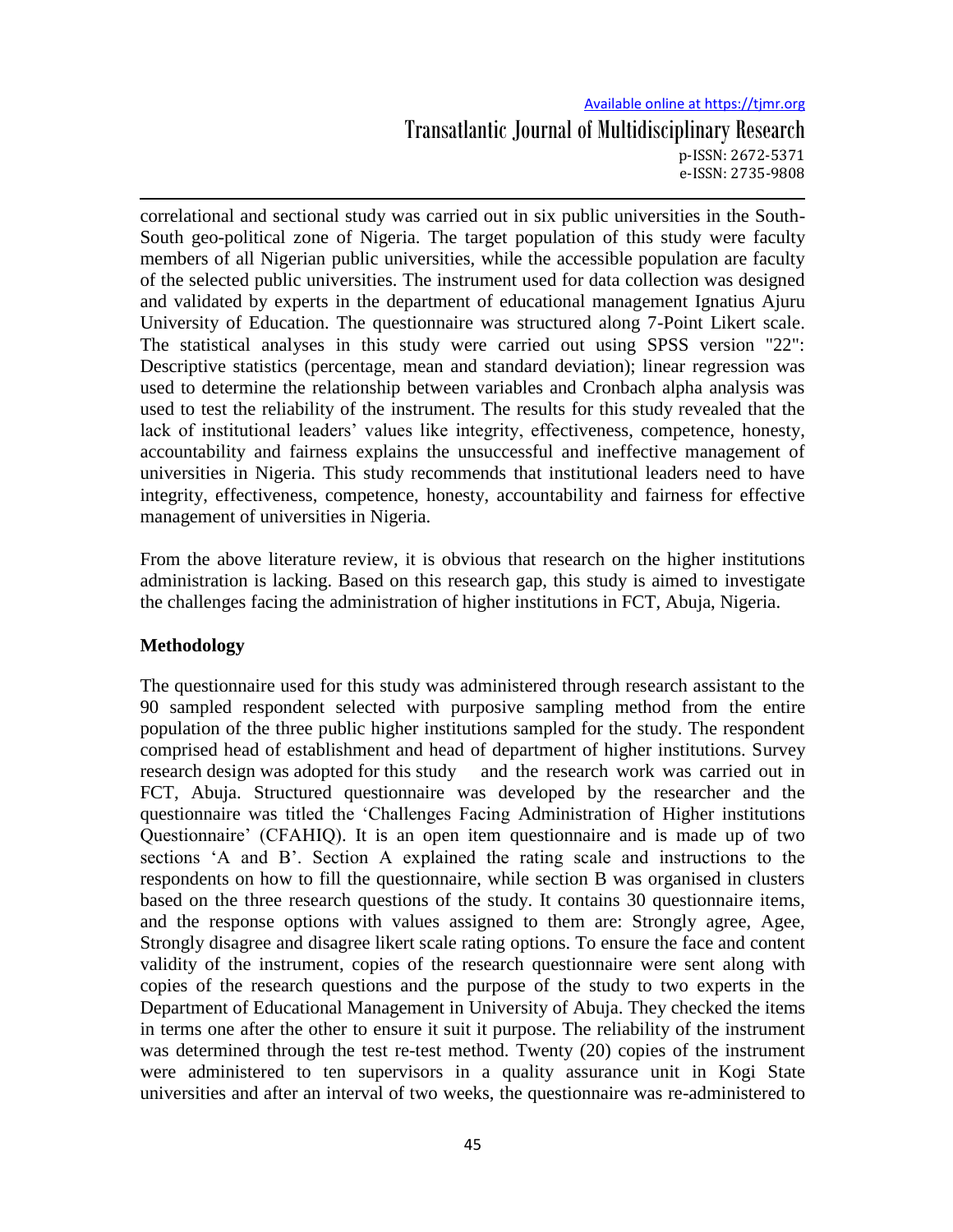correlational and sectional study was carried out in six public universities in the South-South geo-political zone of Nigeria. The target population of this study were faculty members of all Nigerian public universities, while the accessible population are faculty of the selected public universities. The instrument used for data collection was designed and validated by experts in the department of educational management Ignatius Ajuru University of Education. The questionnaire was structured along 7-Point Likert scale. The statistical analyses in this study were carried out using SPSS version "22": Descriptive statistics (percentage, mean and standard deviation); linear regression was used to determine the relationship between variables and Cronbach alpha analysis was used to test the reliability of the instrument. The results for this study revealed that the lack of institutional leaders' values like integrity, effectiveness, competence, honesty, accountability and fairness explains the unsuccessful and ineffective management of universities in Nigeria. This study recommends that institutional leaders need to have integrity, effectiveness, competence, honesty, accountability and fairness for effective management of universities in Nigeria.

From the above literature review, it is obvious that research on the higher institutions administration is lacking. Based on this research gap, this study is aimed to investigate the challenges facing the administration of higher institutions in FCT, Abuja, Nigeria.

## Methodology

The questionnaire used for this study was administered through research assistant to the 90 sampled respondent selected with purposive sampling method from the entire population of the three public higher institutions sampled for the study. The respondent comprised head of establishment and head of department of higher institutions. Survey research design was adopted for this study and the research work was carried out in FCT, Abuja. Structured questionnaire was developed by the researcher and the questionnaire was titled the 'Challenges Facing Administration of Higher institutions Questionnaire' (CFAHIQ). It is an open item questionnaire and is made up of two sections 'A and B'. Section A explained the rating scale and instructions to the respondents on how to fill the questionnaire, while section B was organised in clusters based on the three research questions of the study. It contains 30 questionnaire items, and the response options with values assigned to them are: Strongly agree, Agee, Strongly disagree and disagree likert scale rating options. To ensure the face and content validity of the instrument, copies of the research questionnaire were sent along with copies of the research questions and the purpose of the study to two experts in the Department of Educational Management in University of Abuja. They checked the items in terms one after the other to ensure it suit it purpose. The reliability of the instrument was determined through the test re-test method. Twenty (20) copies of the instrument were administered to ten supervisors in a quality assurance unit in Kogi State universities and after an interval of two weeks, the questionnaire was re-administered to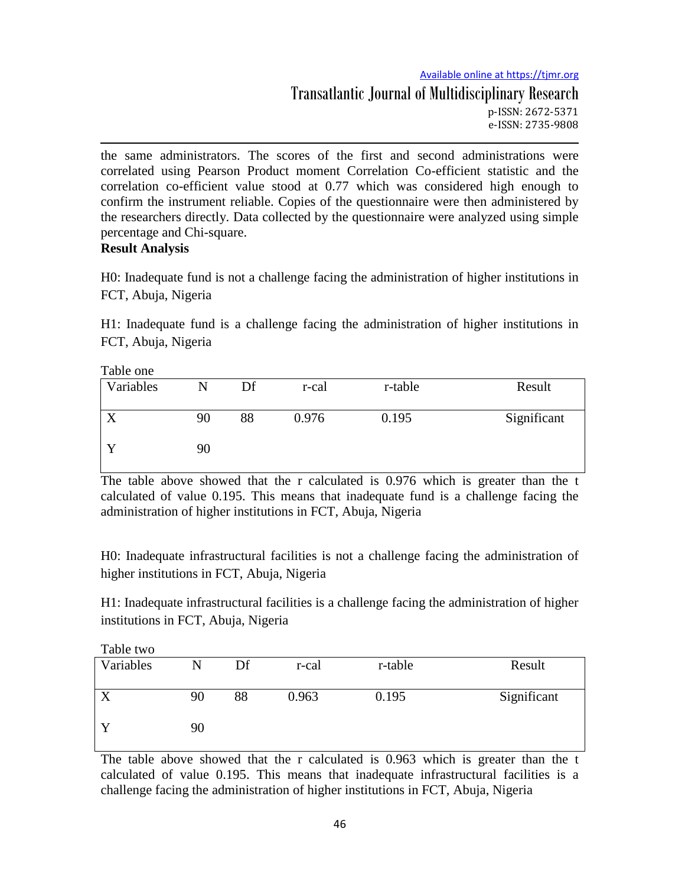the same administrators. The scores of the first and second administrations were correlated using Pearson Product moment Correlation Co-efficient statistic and the correlation co-efficient value stood at 0.77 which was considered high enough to confirm the instrument reliable. Copies of the questionnaire were then administered by the researchers directly. Data collected by the questionnaire were analyzed using simple percentage and Chi-square.

**Result Analysis**

H0: Inadequate fund is not a challenge facing the administration of higher institutions in FCT, Abuja, Nigeria

H1: Inadequate fund is a challenge facing the administration of higher institutions in FCT, Abuja, Nigeria

Table one

| Variables | N | Df | r-cal | r-table | Result |
|---|---|---|---|---|---|
| X | 90 | 88 | 0.976 | 0.195 | Significant |
| Y | 90 | | | | |

The table above showed that the r calculated is 0.976 which is greater than the t calculated of value 0.195. This means that inadequate fund is a challenge facing the administration of higher institutions in FCT, Abuja, Nigeria

H0: Inadequate infrastructural facilities is not a challenge facing the administration of higher institutions in FCT, Abuja, Nigeria

H1: Inadequate infrastructural facilities is a challenge facing the administration of higher institutions in FCT, Abuja, Nigeria

Table two

| Variables | N | Df | r-cal | r-table | Result |
|---|---|---|---|---|---|
| X | 90 | 88 | 0.963 | 0.195 | Significant |
| Y | 90 | | | | |

The table above showed that the r calculated is 0.963 which is greater than the t calculated of value 0.195. This means that inadequate infrastructural facilities is a challenge facing the administration of higher institutions in FCT, Abuja, Nigeria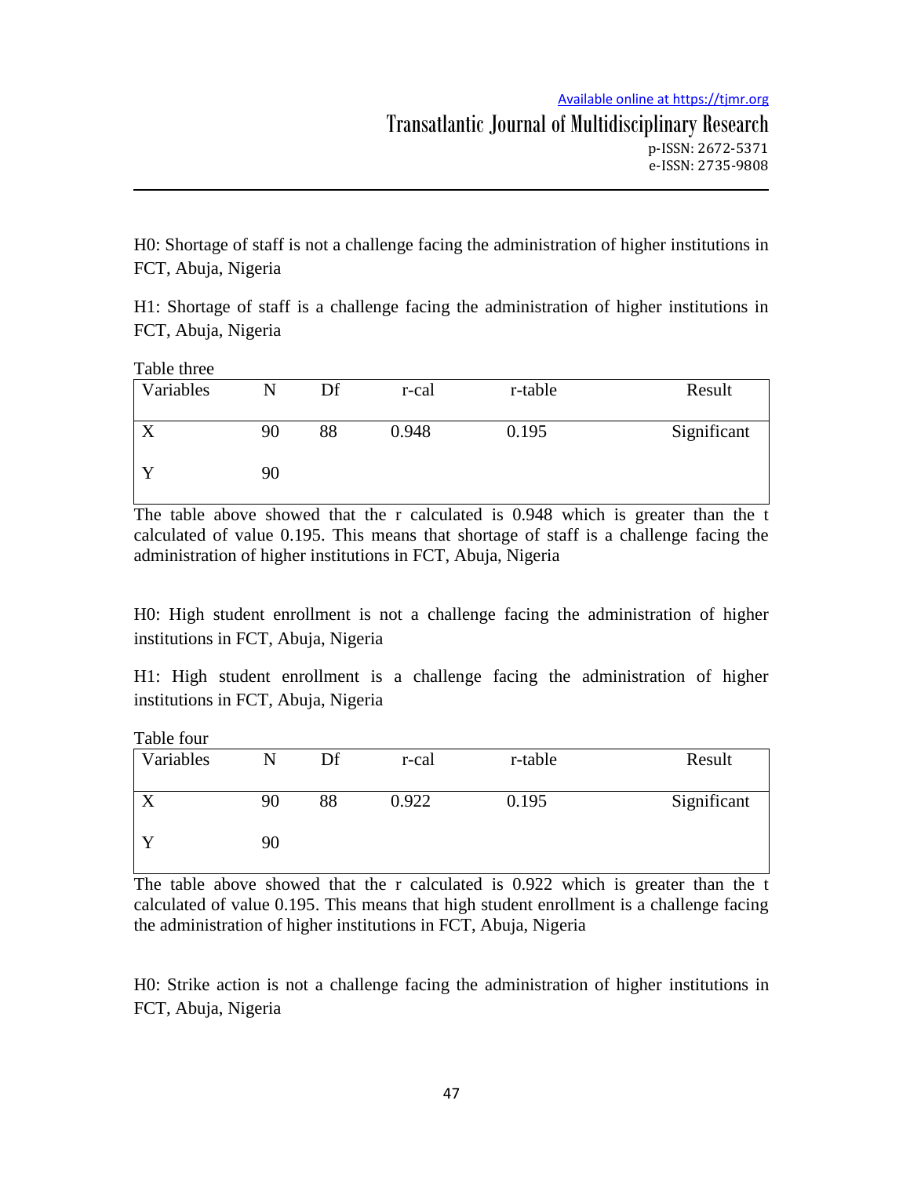H0: Shortage of staff is not a challenge facing the administration of higher institutions in FCT, Abuja, Nigeria

H1: Shortage of staff is a challenge facing the administration of higher institutions in FCT, Abuja, Nigeria

Table three

| Variables | N | Df | r-cal | r-table | Result |
|---|---|---|---|---|---|
| X | 90 | 88 | 0.948 | 0.195 | Significant |
| Y | 90 | | | | |

The table above showed that the r calculated is 0.948 which is greater than the t calculated of value 0.195. This means that shortage of staff is a challenge facing the administration of higher institutions in FCT, Abuja, Nigeria

H0: High student enrollment is not a challenge facing the administration of higher institutions in FCT, Abuja, Nigeria

H1: High student enrollment is a challenge facing the administration of higher institutions in FCT, Abuja, Nigeria

Table four

| Variables | N | Df | r-cal | r-table | Result |
|---|---|---|---|---|---|
| X | 90 | 88 | 0.922 | 0.195 | Significant |
| Y | 90 | | | | |

The table above showed that the r calculated is 0.922 which is greater than the t calculated of value 0.195. This means that high student enrollment is a challenge facing the administration of higher institutions in FCT, Abuja, Nigeria

H0: Strike action is not a challenge facing the administration of higher institutions in FCT, Abuja, Nigeria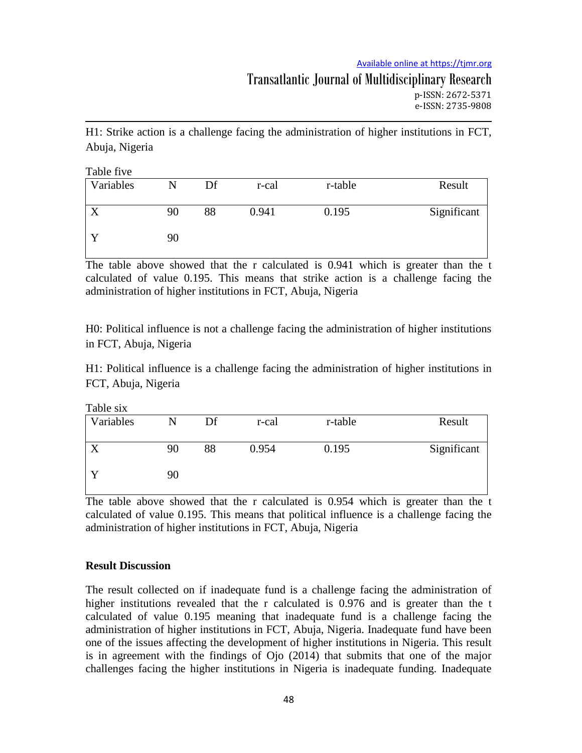H1: Strike action is a challenge facing the administration of higher institutions in FCT, Abuja, Nigeria

Table five

| Variables | N | Df | r-cal | r-table | Result |
|---|---|---|---|---|---|
| X | 90 | 88 | 0.941 | 0.195 | Significant |
| Y | 90 | | | | |

The table above showed that the r calculated is 0.941 which is greater than the t calculated of value 0.195. This means that strike action is a challenge facing the administration of higher institutions in FCT, Abuja, Nigeria

H0: Political influence is not a challenge facing the administration of higher institutions in FCT, Abuja, Nigeria

H1: Political influence is a challenge facing the administration of higher institutions in FCT, Abuja, Nigeria

Table six

| Variables | N | Df | r-cal | r-table | Result |
|---|---|---|---|---|---|
| X | 90 | 88 | 0.954 | 0.195 | Significant |
| Y | 90 | | | | |

The table above showed that the r calculated is 0.954 which is greater than the t calculated of value 0.195. This means that political influence is a challenge facing the administration of higher institutions in FCT, Abuja, Nigeria

**Result Discussion**

The result collected on if inadequate fund is a challenge facing the administration of higher institutions revealed that the r calculated is 0.976 and is greater than the t calculated of value 0.195 meaning that inadequate fund is a challenge facing the administration of higher institutions in FCT, Abuja, Nigeria. Inadequate fund have been one of the issues affecting the development of higher institutions in Nigeria. This result is in agreement with the findings of Ojo (2014) that submits that one of the major challenges facing the higher institutions in Nigeria is inadequate funding. Inadequate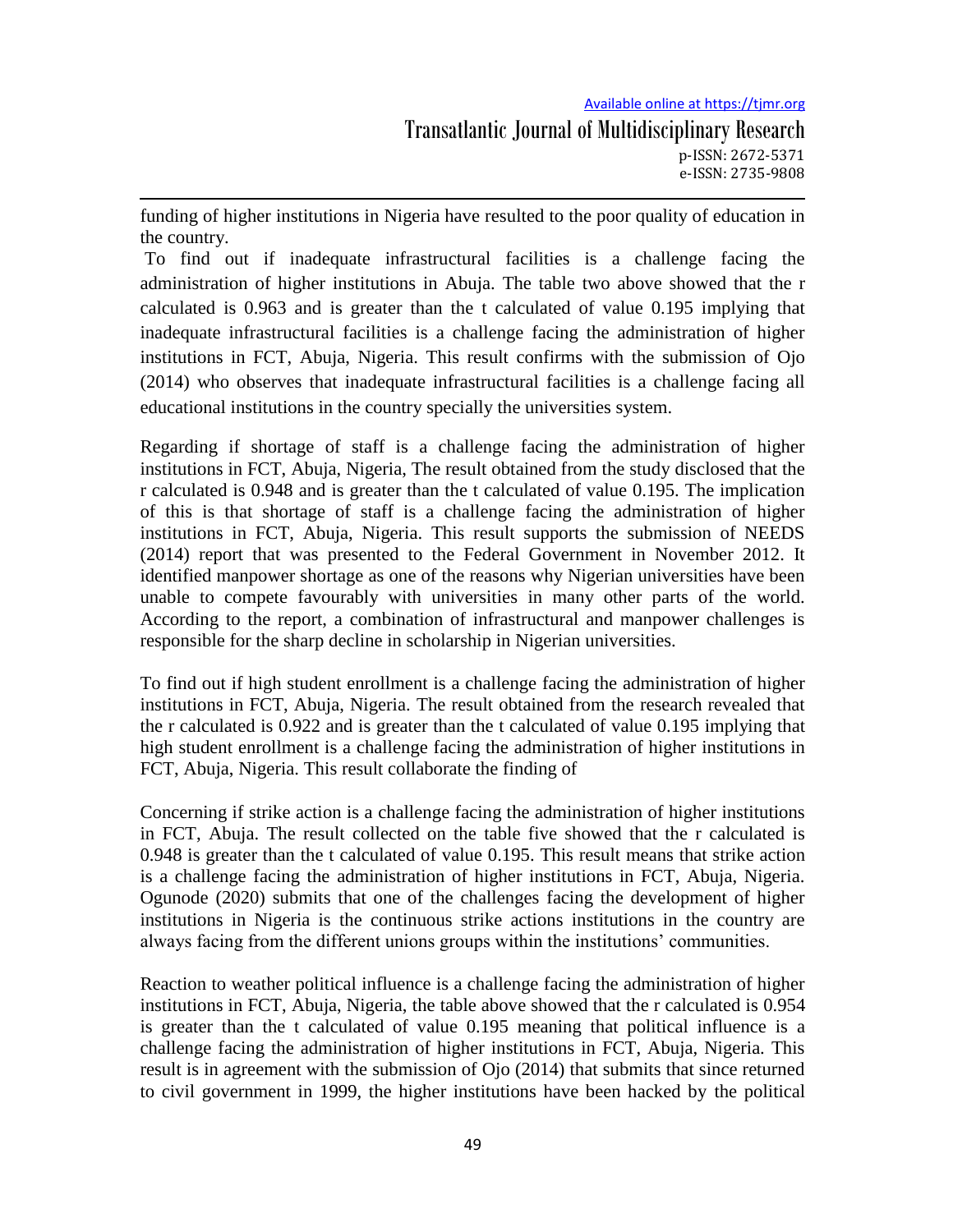funding of higher institutions in Nigeria have resulted to the poor quality of education in the country.

To find out if inadequate infrastructural facilities is a challenge facing the administration of higher institutions in Abuja. The table two above showed that the r calculated is 0.963 and is greater than the t calculated of value 0.195 implying that inadequate infrastructural facilities is a challenge facing the administration of higher institutions in FCT, Abuja, Nigeria. This result confirms with the submission of Ojo (2014) who observes that inadequate infrastructural facilities is a challenge facing all educational institutions in the country specially the universities system.

Regarding if shortage of staff is a challenge facing the administration of higher institutions in FCT, Abuja, Nigeria, The result obtained from the study disclosed that the r calculated is 0.948 and is greater than the t calculated of value 0.195. The implication of this is that shortage of staff is a challenge facing the administration of higher institutions in FCT, Abuja, Nigeria. This result supports the submission of NEEDS (2014) report that was presented to the Federal Government in November 2012. It identified manpower shortage as one of the reasons why Nigerian universities have been unable to compete favourably with universities in many other parts of the world. According to the report, a combination of infrastructural and manpower challenges is responsible for the sharp decline in scholarship in Nigerian universities.

To find out if high student enrollment is a challenge facing the administration of higher institutions in FCT, Abuja, Nigeria. The result obtained from the research revealed that the r calculated is 0.922 and is greater than the t calculated of value 0.195 implying that high student enrollment is a challenge facing the administration of higher institutions in FCT, Abuja, Nigeria. This result collaborate the finding of

Concerning if strike action is a challenge facing the administration of higher institutions in FCT, Abuja. The result collected on the table five showed that the r calculated is 0.948 is greater than the t calculated of value 0.195. This result means that strike action is a challenge facing the administration of higher institutions in FCT, Abuja, Nigeria. Ogunode (2020) submits that one of the challenges facing the development of higher institutions in Nigeria is the continuous strike actions institutions in the country are always facing from the different unions groups within the institutions' communities.

Reaction to weather political influence is a challenge facing the administration of higher institutions in FCT, Abuja, Nigeria, the table above showed that the r calculated is 0.954 is greater than the t calculated of value 0.195 meaning that political influence is a challenge facing the administration of higher institutions in FCT, Abuja, Nigeria. This result is in agreement with the submission of Ojo (2014) that submits that since returned to civil government in 1999, the higher institutions have been hacked by the political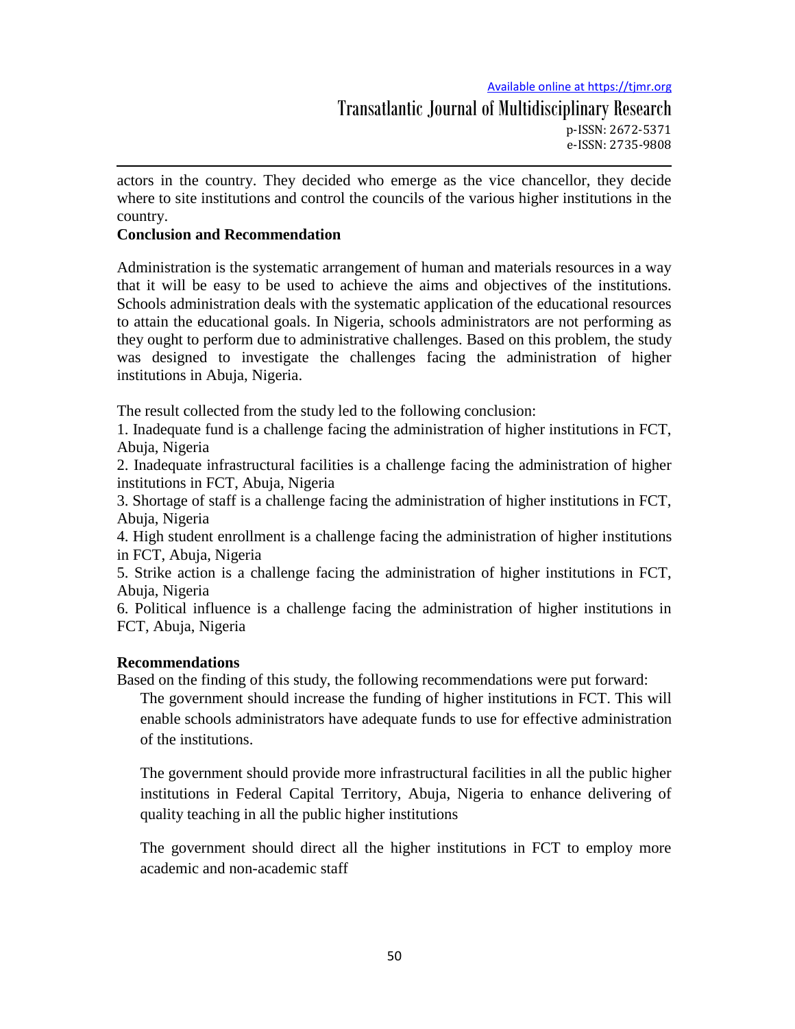actors in the country. They decided who emerge as the vice chancellor, they decide where to site institutions and control the councils of the various higher institutions in the country.

**Conclusion and Recommendation**

Administration is the systematic arrangement of human and materials resources in a way that it will be easy to be used to achieve the aims and objectives of the institutions. Schools administration deals with the systematic application of the educational resources to attain the educational goals. In Nigeria, schools administrators are not performing as they ought to perform due to administrative challenges. Based on this problem, the study was designed to investigate the challenges facing the administration of higher institutions in Abuja, Nigeria.

The result collected from the study led to the following conclusion:

1. Inadequate fund is a challenge facing the administration of higher institutions in FCT, Abuja, Nigeria
2. Inadequate infrastructural facilities is a challenge facing the administration of higher institutions in FCT, Abuja, Nigeria
3. Shortage of staff is a challenge facing the administration of higher institutions in FCT, Abuja, Nigeria
4. High student enrollment is a challenge facing the administration of higher institutions in FCT, Abuja, Nigeria
5. Strike action is a challenge facing the administration of higher institutions in FCT, Abuja, Nigeria
6. Political influence is a challenge facing the administration of higher institutions in FCT, Abuja, Nigeria

**Recommendations**

Based on the finding of this study, the following recommendations were put forward:

The government should increase the funding of higher institutions in FCT. This will enable schools administrators have adequate funds to use for effective administration of the institutions.

The government should provide more infrastructural facilities in all the public higher institutions in Federal Capital Territory, Abuja, Nigeria to enhance delivering of quality teaching in all the public higher institutions

The government should direct all the higher institutions in FCT to employ more academic and non-academic staff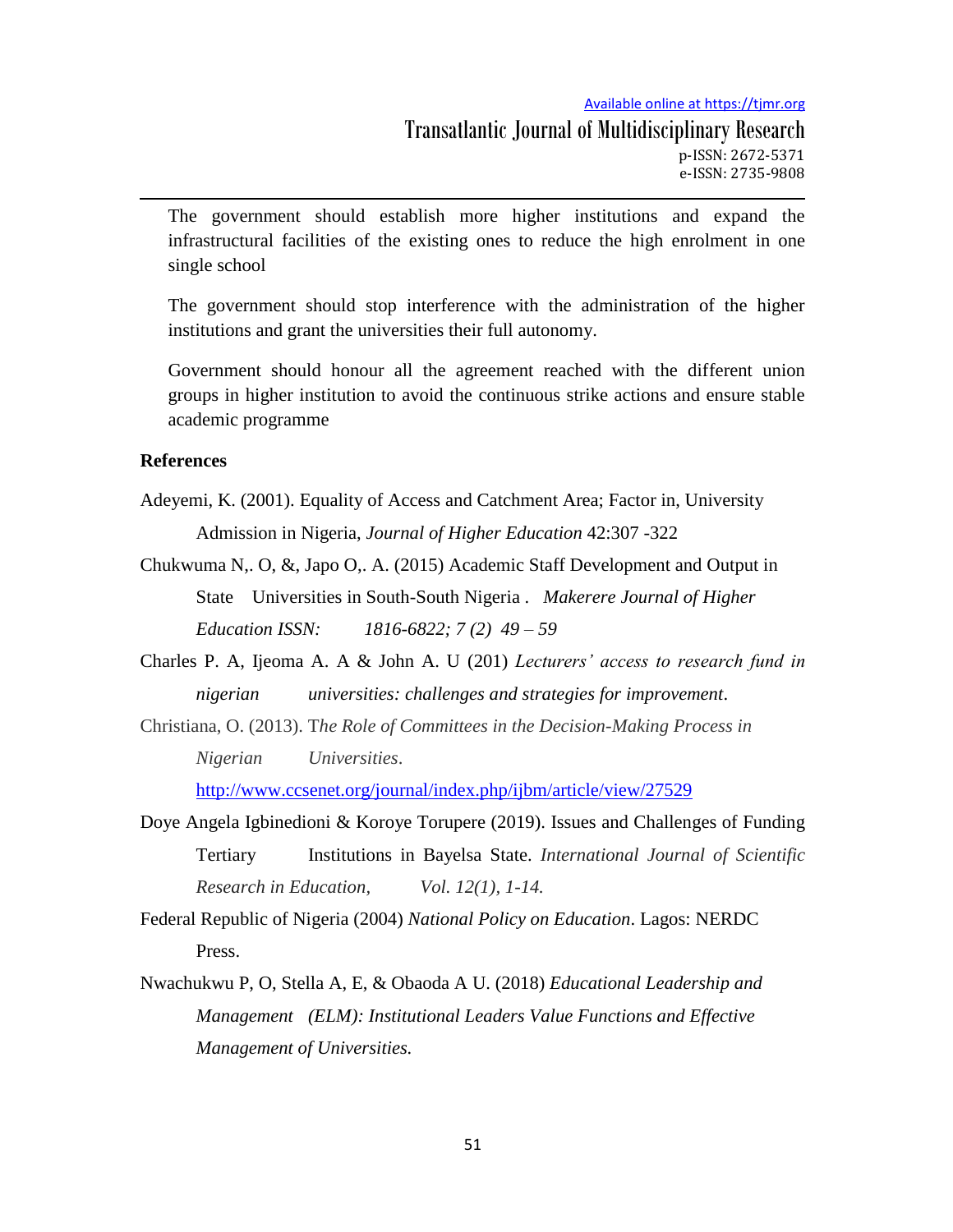The government should establish more higher institutions and expand the infrastructural facilities of the existing ones to reduce the high enrolment in one single school

The government should stop interference with the administration of the higher institutions and grant the universities their full autonomy.

Government should honour all the agreement reached with the different union groups in higher institution to avoid the continuous strike actions and ensure stable academic programme

**References**

Adeyemi, K. (2001). Equality of Access and Catchment Area; Factor in, University Admission in Nigeria, *Journal of Higher Education* 42:307 -322

Chukwuma N,. O, &, Japo O,. A. (2015) Academic Staff Development and Output in State Universities in South-South Nigeria . *Makerere Journal of Higher Education ISSN: 1816-6822; 7 (2) 49 – 59*

Charles P. A, Ijeoma A. A & John A. U (201) *Lecturers' access to research fund in nigerian universities: challenges and strategies for improvement*.

Christiana, O. (2013). T*he Role of Committees in the Decision-Making Process in Nigerian Universities*. http://www.ccsenet.org/journal/index.php/ijbm/article/view/27529

Doye Angela Igbinedioni & Koroye Torupere (2019). Issues and Challenges of Funding Tertiary Institutions in Bayelsa State. *International Journal of Scientific Research in Education, Vol. 12(1), 1-14.*

Federal Republic of Nigeria (2004) *National Policy on Education*. Lagos: NERDC Press.

Nwachukwu P, O, Stella A, E, & Obaoda A U. (2018) *Educational Leadership and Management (ELM): Institutional Leaders Value Functions and Effective Management of Universities.*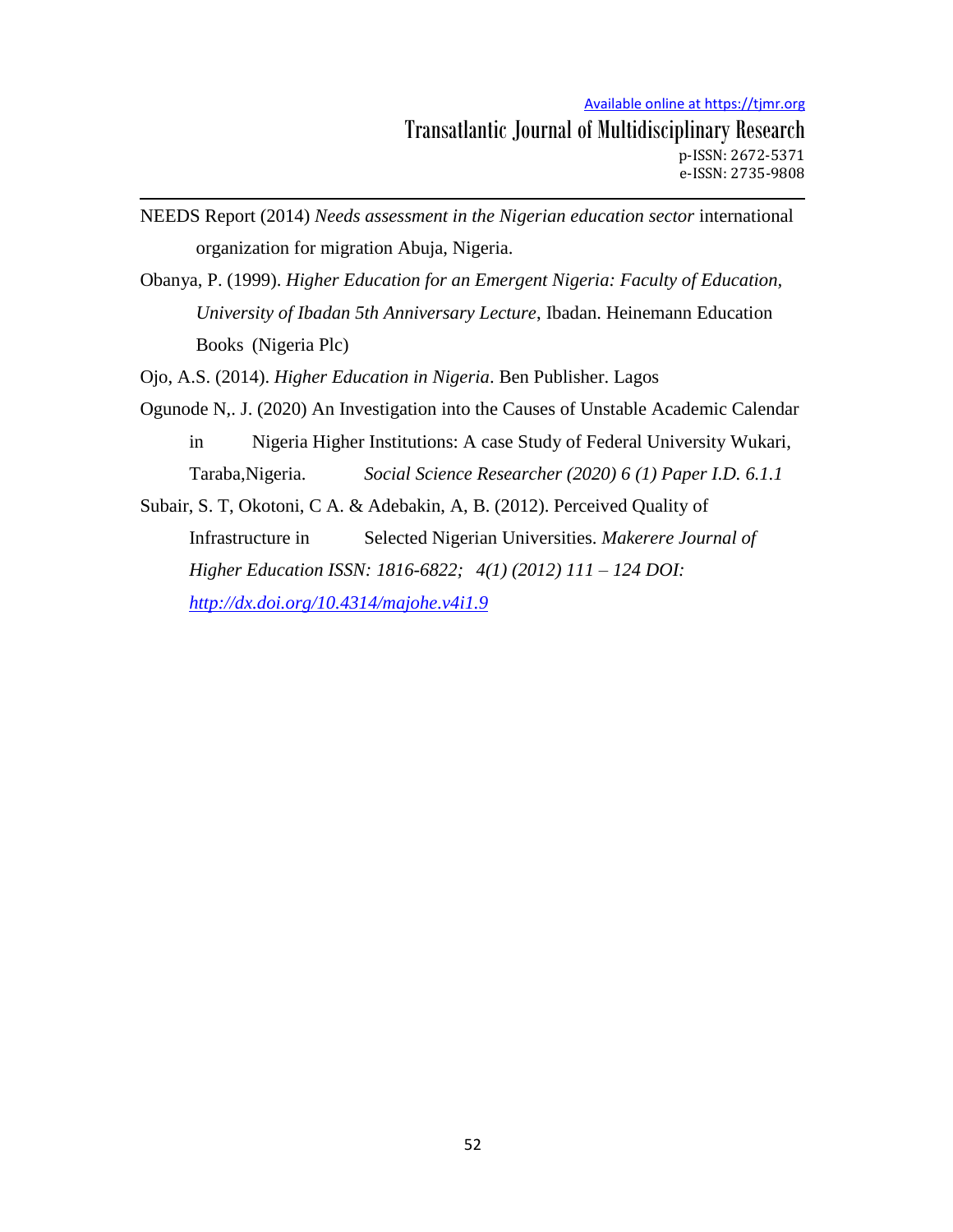NEEDS Report (2014) *Needs assessment in the Nigerian education sector* international organization for migration Abuja, Nigeria.

Obanya, P. (1999). *Higher Education for an Emergent Nigeria: Faculty of Education, University of Ibadan 5th Anniversary Lecture*, Ibadan. Heinemann Education Books (Nigeria Plc)

Ojo, A.S. (2014). *Higher Education in Nigeria*. Ben Publisher. Lagos

Ogunode N,. J. (2020) An Investigation into the Causes of Unstable Academic Calendar in Nigeria Higher Institutions: A case Study of Federal University Wukari, Taraba,Nigeria. *Social Science Researcher (2020) 6 (1) Paper I.D. 6.1.1*

Subair, S. T, Okotoni, C A. & Adebakin, A, B. (2012). Perceived Quality of Infrastructure in Selected Nigerian Universities. *Makerere Journal of Higher Education ISSN: 1816-6822; 4(1) (2012) 111 – 124 DOI: http://dx.doi.org/10.4314/majohe.v4i1.9*